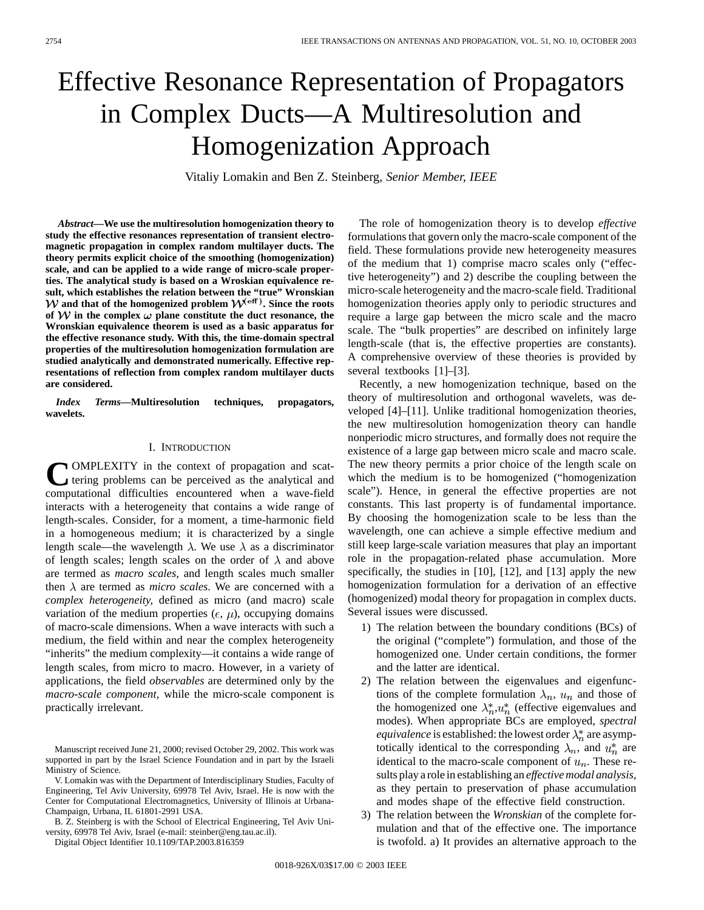# Effective Resonance Representation of Propagators in Complex Ducts—A Multiresolution and Homogenization Approach

Vitaliy Lomakin and Ben Z. Steinberg, *Senior Member, IEEE*

***Abstract*—We use the multiresolution homogenization theory to study the effective resonances representation of transient electromagnetic propagation in complex random multilayer ducts. The theory permits explicit choice of the smoothing (homogenization) scale, and can be applied to a wide range of micro-scale properties. The analytical study is based on a Wroskian equivalence result, which establishes the relation between the "true" Wronskian $\mathcal{W}$ and that of the homogenized problem $\mathcal{W}^{(\text{eff})}$. Since the roots of $\mathcal{W}$ in the complex $\omega$ plane constitute the duct resonance, the Wronskian equivalence theorem is used as a basic apparatus for the effective resonance study. With this, the time-domain spectral properties of the multiresolution homogenization formulation are studied analytically and demonstrated numerically. Effective representations of reflection from complex random multilayer ducts are considered.**

***Index Terms*—Multiresolution techniques, propagators, wavelets.**

## I. Introduction

COMPLEXITY in the context of propagation and scattering problems can be perceived as the analytical and computational difficulties encountered when a wave-field interacts with a heterogeneity that contains a wide range of length-scales. Consider, for a moment, a time-harmonic field in a homogeneous medium; it is characterized by a single length scale—the wavelength $\lambda$. We use $\lambda$ as a discriminator of length scales; length scales on the order of $\lambda$ and above are termed as *macro scales*, and length scales much smaller then $\lambda$ are termed as *micro scales*. We are concerned with a *complex heterogeneity*, defined as micro (and macro) scale variation of the medium properties ($\epsilon$, $\mu$), occupying domains of macro-scale dimensions. When a wave interacts with such a medium, the field within and near the complex heterogeneity "inherits" the medium complexity—it contains a wide range of length scales, from micro to macro. However, in a variety of applications, the field *observables* are determined only by the *macro-scale component*, while the micro-scale component is practically irrelevant.

The role of homogenization theory is to develop *effective* formulations that govern only the macro-scale component of the field. These formulations provide new heterogeneity measures of the medium that 1) comprise macro scales only ("effective heterogeneity") and 2) describe the coupling between the micro-scale heterogeneity and the macro-scale field. Traditional homogenization theories apply only to periodic structures and require a large gap between the micro scale and the macro scale. The "bulk properties" are described on infinitely large length-scale (that is, the effective properties are constants). A comprehensive overview of these theories is provided by several textbooks [1]–[3].

Recently, a new homogenization technique, based on the theory of multiresolution and orthogonal wavelets, was developed [4]–[11]. Unlike traditional homogenization theories, the new multiresolution homogenization theory can handle nonperiodic micro structures, and formally does not require the existence of a large gap between micro scale and macro scale. The new theory permits a prior choice of the length scale on which the medium is to be homogenized ("homogenization scale"). Hence, in general the effective properties are not constants. This last property is of fundamental importance. By choosing the homogenization scale to be less than the wavelength, one can achieve a simple effective medium and still keep large-scale variation measures that play an important role in the propagation-related phase accumulation. More specifically, the studies in [10], [12], and [13] apply the new homogenization formulation for a derivation of an effective (homogenized) modal theory for propagation in complex ducts. Several issues were discussed.

1) The relation between the boundary conditions (BCs) of the original ("complete") formulation, and those of the homogenized one. Under certain conditions, the former and the latter are identical.
2) The relation between the eigenvalues and eigenfunctions of the complete formulation $\lambda_n$, $u_n$ and those of the homogenized one $\lambda_n^*$,$u_n^*$ (effective eigenvalues and modes). When appropriate BCs are employed, *spectral equivalence* is established: the lowest order $\lambda_n^*$ are asymptotically identical to the corresponding $\lambda_n$, and $u_n^*$ are identical to the macro-scale component of $u_n$. These results play a role in establishing an *effective modal analysis*, as they pertain to preservation of phase accumulation and modes shape of the effective field construction.
3) The relation between the *Wronskian* of the complete formulation and that of the effective one. The importance is twofold. a) It provides an alternative approach to the

Manuscript received June 21, 2000; revised October 29, 2002. This work was supported in part by the Israel Science Foundation and in part by the Israeli Ministry of Science.

V. Lomakin was with the Department of Interdisciplinary Studies, Faculty of Engineering, Tel Aviv University, 69978 Tel Aviv, Israel. He is now with the Center for Computational Electromagnetics, University of Illinois at Urbana-Champaign, Urbana, IL 61801-2991 USA.

B. Z. Steinberg is with the School of Electrical Engineering, Tel Aviv University, 69978 Tel Aviv, Israel (e-mail: steinber@eng.tau.ac.il).

Digital Object Identifier 10.1109/TAP.2003.816359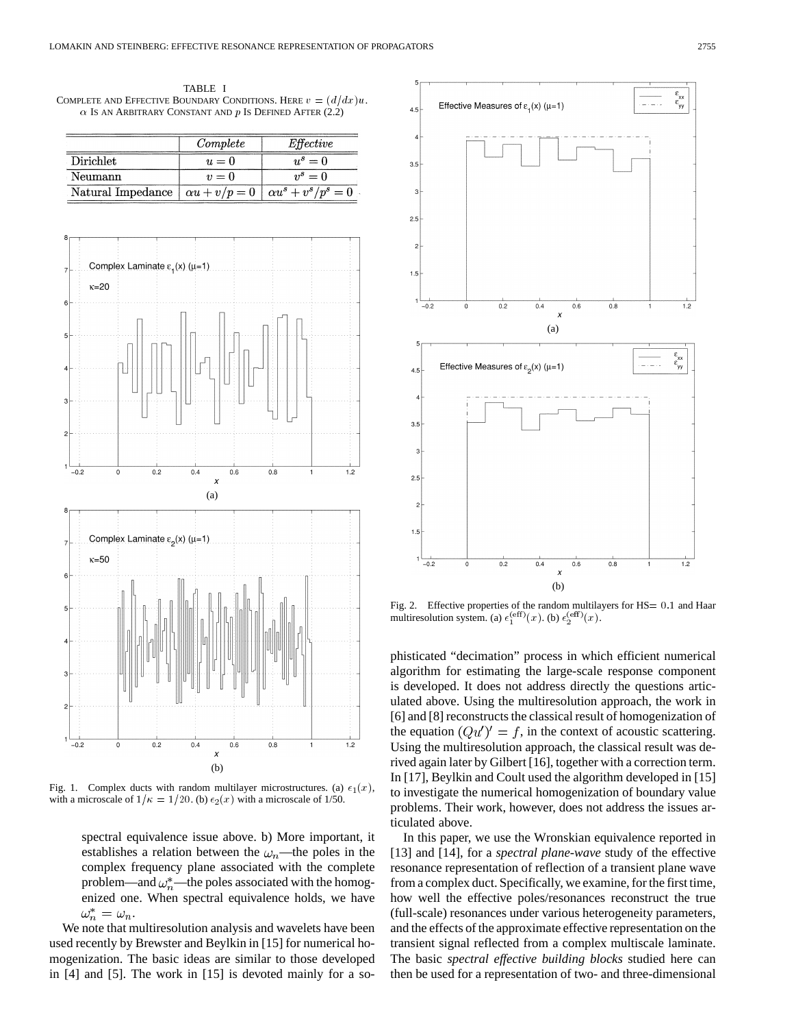TABLE I
COMPLETE AND EFFECTIVE BOUNDARY CONDITIONS. HERE $v = (d/dx)u$. $\alpha$ IS AN ARBITRARY CONSTANT AND $p$ IS DEFINED AFTER (2.2)

| | *Complete* | *Effective* |
|---|---|---|
| Dirichlet | $u = 0$ | $u^s = 0$ |
| Neumann | $v = 0$ | $v^s = 0$ |
| Natural Impedance | $\alpha u + v/p = 0$ | $\alpha u^s + v^s/p^s = 0$ |

Fig. 1. Complex ducts with random multilayer microstructures. (a) $\epsilon_1(x)$, with a microscale of $1/\kappa = 1/20$. (b) $\epsilon_2(x)$ with a microscale of 1/50.

Fig. 2. Effective properties of the random multilayers for HS$= 0.1$ and Haar multiresolution system. (a) $\epsilon_1^{(\text{eff})}(x)$. (b) $\epsilon_2^{(\text{eff})}(x)$.

spectral equivalence issue above. b) More important, it establishes a relation between the $\omega_n$—the poles in the complex frequency plane associated with the complete problem—and $\omega_n^*$—the poles associated with the homogenized one. When spectral equivalence holds, we have $\omega_n^* = \omega_n$.

We note that multiresolution analysis and wavelets have been used recently by Brewster and Beylkin in [15] for numerical homogenization. The basic ideas are similar to those developed in [4] and [5]. The work in [15] is devoted mainly for a sophisticated "decimation" process in which efficient numerical algorithm for estimating the large-scale response component is developed. It does not address directly the questions articulated above. Using the multiresolution approach, the work in [6] and [8] reconstructs the classical result of homogenization of the equation $(Qu')' = f$, in the context of acoustic scattering. Using the multiresolution approach, the classical result was derived again later by Gilbert [16], together with a correction term. In [17], Beylkin and Coult used the algorithm developed in [15] to investigate the numerical homogenization of boundary value problems. Their work, however, does not address the issues articulated above.

In this paper, we use the Wronskian equivalence reported in [13] and [14], for a *spectral plane-wave* study of the effective resonance representation of reflection of a transient plane wave from a complex duct. Specifically, we examine, for the first time, how well the effective poles/resonances reconstruct the true (full-scale) resonances under various heterogeneity parameters, and the effects of the approximate effective representation on the transient signal reflected from a complex multiscale laminate. The basic *spectral effective building blocks* studied here can then be used for a representation of two- and three-dimensional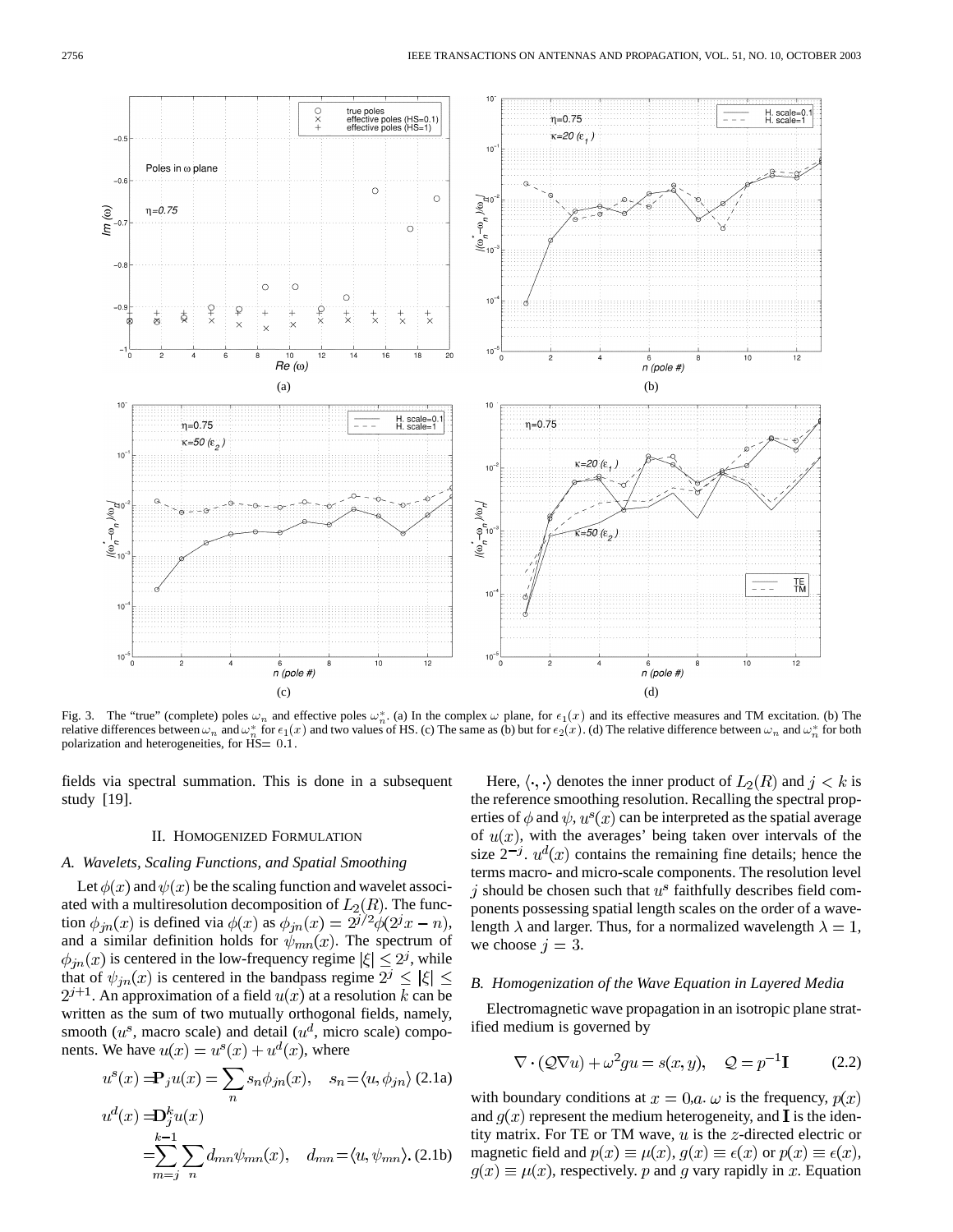Fig. 3. The "true" (complete) poles $\omega_n$ and effective poles $\omega_n^*$. (a) In the complex $\omega$ plane, for $\epsilon_1(x)$ and its effective measures and TM excitation. (b) The relative differences between $\omega_n$ and $\omega_n^*$ for $\epsilon_1(x)$ and two values of HS. (c) The same as (b) but for $\epsilon_2(x)$. (d) The relative difference between $\omega_n$ and $\omega_n^*$ for both polarization and heterogeneities, for HS$=0.1$.

fields via spectral summation. This is done in a subsequent study [19].

## II. Homogenized Formulation

### A. Wavelets, Scaling Functions, and Spatial Smoothing

Let $\phi(x)$ and $\psi(x)$ be the scaling function and wavelet associated with a multiresolution decomposition of $L_2(R)$. The function $\phi_{jn}(x)$ is defined via $\phi(x)$ as $\phi_{jn}(x) = 2^{j/2}\phi(2^j x - n)$, and a similar definition holds for $\psi_{mn}(x)$. The spectrum of $\phi_{jn}(x)$ is centered in the low-frequency regime $|\xi| \le 2^j$, while that of $\psi_{jn}(x)$ is centered in the bandpass regime $2^j \le |\xi| \le 2^{j+1}$. An approximation of a field $u(x)$ at a resolution $k$ can be written as the sum of two mutually orthogonal fields, namely, smooth ($u^s$, macro scale) and detail ($u^d$, micro scale) components. We have $u(x) = u^s(x) + u^d(x)$, where

$$u^s(x) = \mathbf{P}_j u(x) = \sum_n s_n \phi_{jn}(x), \quad s_n = \langle u, \phi_{jn} \rangle \tag{2.1a}$$

$$u^d(x) = \mathbf{D}_j^k u(x) = \sum_{m=j}^{k-1} \sum_n d_{mn} \psi_{mn}(x), \quad d_{mn} = \langle u, \psi_{mn} \rangle. \tag{2.1b}$$

Here, $\langle \cdot, \cdot \rangle$ denotes the inner product of $L_2(R)$ and $j < k$ is the reference smoothing resolution. Recalling the spectral properties of $\phi$ and $\psi$, $u^s(x)$ can be interpreted as the spatial average of $u(x)$, with the averages' being taken over intervals of the size $2^{-j}$. $u^d(x)$ contains the remaining fine details; hence the terms macro- and micro-scale components. The resolution level $j$ should be chosen such that $u^s$ faithfully describes field components possessing spatial length scales on the order of a wavelength $\lambda$ and larger. Thus, for a normalized wavelength $\lambda = 1$, we choose $j = 3$.

### B. Homogenization of the Wave Equation in Layered Media

Electromagnetic wave propagation in an isotropic plane stratified medium is governed by

$$\nabla \cdot (\mathcal{Q} \nabla u) + \omega^2 g u = s(x, y), \quad \mathcal{Q} = p^{-1}\mathbf{I} \tag{2.2}$$

with boundary conditions at $x = 0, a$. $\omega$ is the frequency, $p(x)$ and $g(x)$ represent the medium heterogeneity, and $\mathbf{I}$ is the identity matrix. For TE or TM wave, $u$ is the $z$-directed electric or magnetic field and $p(x) \equiv \mu(x)$, $g(x) \equiv \epsilon(x)$ or $p(x) \equiv \epsilon(x)$, $g(x) \equiv \mu(x)$, respectively. $p$ and $g$ vary rapidly in $x$. Equation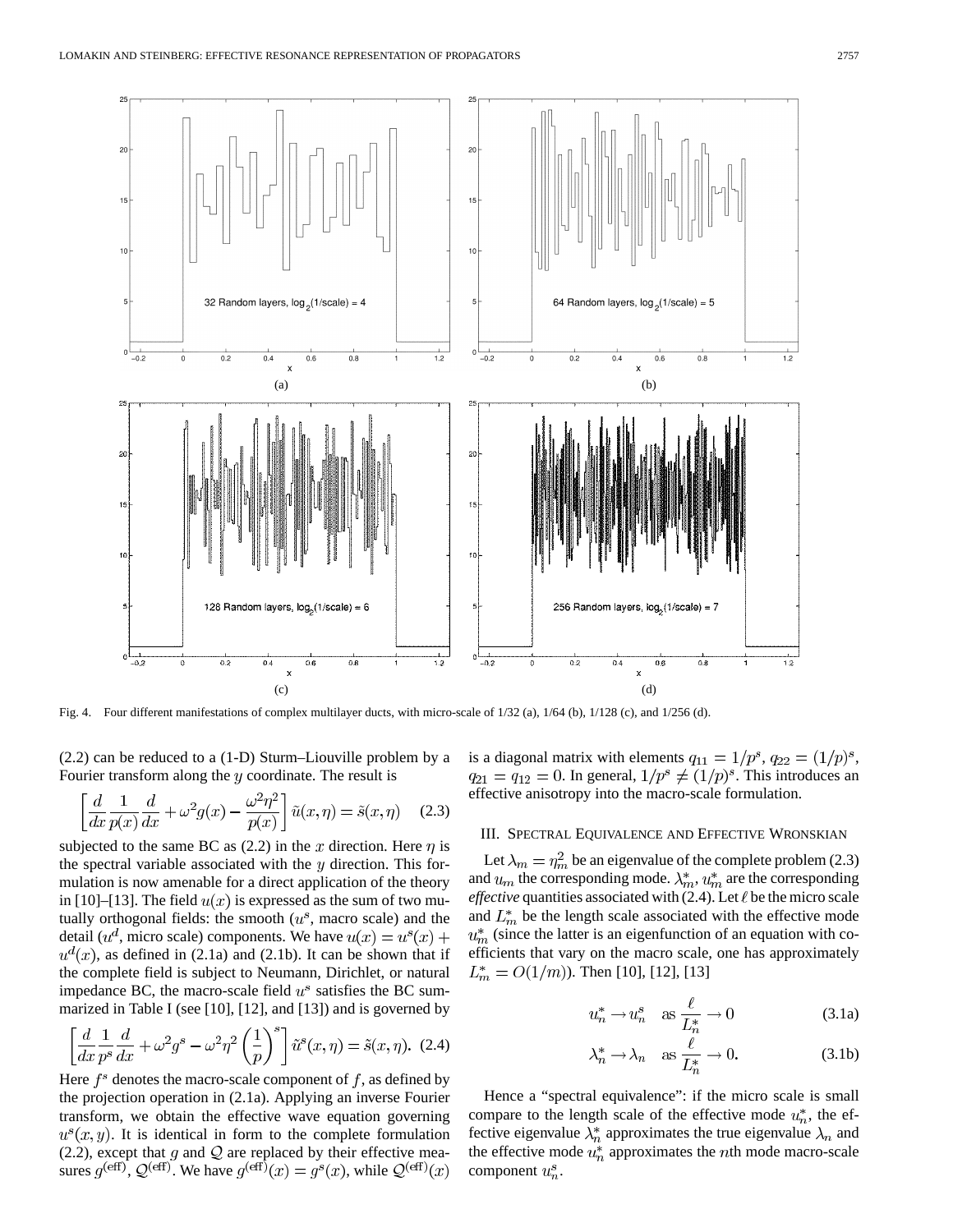Fig. 4. Four different manifestations of complex multilayer ducts, with micro-scale of 1/32 (a), 1/64 (b), 1/128 (c), and 1/256 (d).

(2.2) can be reduced to a (1-D) Sturm–Liouville problem by a Fourier transform along the $y$ coordinate. The result is

$$\left[\frac{d}{dx}\frac{1}{p(x)}\frac{d}{dx}+\omega^2 g(x)-\frac{\omega^2\eta^2}{p(x)}\right]\tilde{u}(x,\eta)=\tilde{s}(x,\eta) \quad (2.3)$$

subjected to the same BC as (2.2) in the $x$ direction. Here $\eta$ is the spectral variable associated with the $y$ direction. This formulation is now amenable for a direct application of the theory in [10]–[13]. The field $u(x)$ is expressed as the sum of two mutually orthogonal fields: the smooth ($u^s$, macro scale) and the detail ($u^d$, micro scale) components. We have $u(x)=u^s(x)+u^d(x)$, as defined in (2.1a) and (2.1b). It can be shown that if the complete field is subject to Neumann, Dirichlet, or natural impedance BC, the macro-scale field $u^s$ satisfies the BC summarized in Table I (see [10], [12], and [13]) and is governed by

$$\left[\frac{d}{dx}\frac{1}{p^s}\frac{d}{dx}+\omega^2 g^s-\omega^2\eta^2\left(\frac{1}{p}\right)^s\right]\tilde{u}^s(x,\eta)=\tilde{s}(x,\eta). \quad (2.4)$$

Here $f^s$ denotes the macro-scale component of $f$, as defined by the projection operation in (2.1a). Applying an inverse Fourier transform, we obtain the effective wave equation governing $u^s(x,y)$. It is identical in form to the complete formulation (2.2), except that $g$ and $\mathcal{Q}$ are replaced by their effective measures $g^{(\text{eff})}$, $\mathcal{Q}^{(\text{eff})}$. We have $g^{(\text{eff})}(x)=g^s(x)$, while $\mathcal{Q}^{(\text{eff})}(x)$ is a diagonal matrix with elements $q_{11}=1/p^s$, $q_{22}=(1/p)^s$, $q_{21}=q_{12}=0$. In general, $1/p^s\neq(1/p)^s$. This introduces an effective anisotropy into the macro-scale formulation.

## III. Spectral Equivalence and Effective Wronskian

Let $\lambda_m=\eta_m^2$ be an eigenvalue of the complete problem (2.3) and $u_m$ the corresponding mode. $\lambda_m^*$, $u_m^*$ are the corresponding *effective* quantities associated with (2.4). Let $\ell$ be the micro scale and $L_m^*$ be the length scale associated with the effective mode $u_m^*$ (since the latter is an eigenfunction of an equation with coefficients that vary on the macro scale, one has approximately $L_m^*=O(1/m)$). Then [10], [12], [13]

$$u_n^*\rightarrow u_n^s \quad \text{as } \frac{\ell}{L_n^*}\rightarrow 0 \quad (3.1a)$$

$$\lambda_n^*\rightarrow \lambda_n \quad \text{as } \frac{\ell}{L_n^*}\rightarrow 0. \quad (3.1b)$$

Hence a "spectral equivalence": if the micro scale is small compare to the length scale of the effective mode $u_n^*$, the effective eigenvalue $\lambda_n^*$ approximates the true eigenvalue $\lambda_n$ and the effective mode $u_n^*$ approximates the $n$th mode macro-scale component $u_n^s$.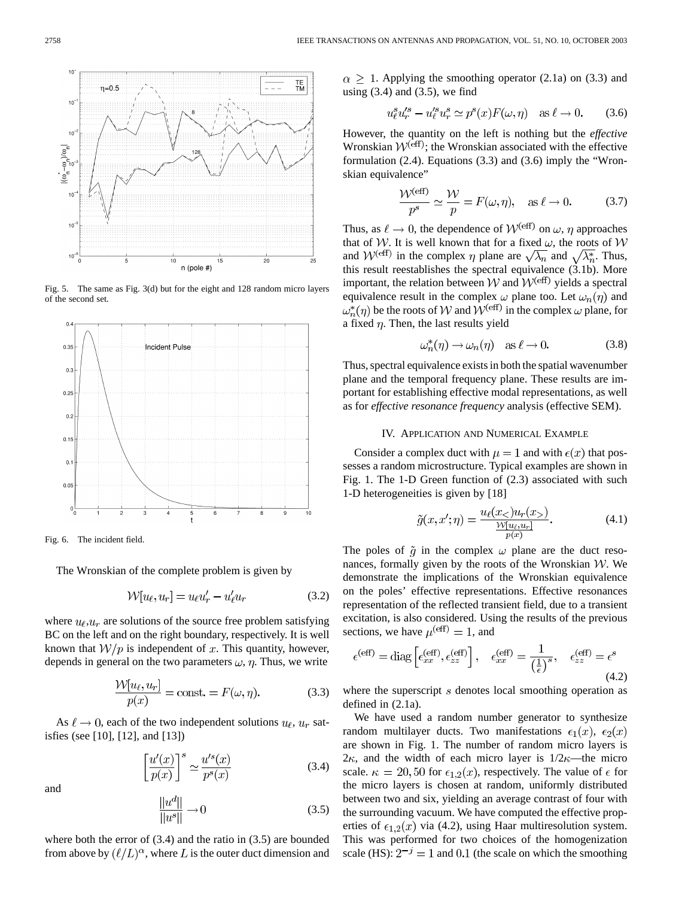Fig. 5. The same as Fig. 3(d) but for the eight and 128 random micro layers of the second set.

Fig. 6. The incident field.

The Wronskian of the complete problem is given by

$$\mathcal{W}[u_\ell, u_r] = u_\ell u_r' - u_\ell' u_r \tag{3.2}$$

where $u_\ell$,$u_r$ are solutions of the source free problem satisfying BC on the left and on the right boundary, respectively. It is well known that $\mathcal{W}/p$ is independent of $x$. This quantity, however, depends in general on the two parameters $\omega$, $\eta$. Thus, we write

$$\frac{\mathcal{W}[u_\ell, u_r]}{p(x)} = \text{const.} = F(\omega, \eta). \tag{3.3}$$

As $\ell \to 0$, each of the two independent solutions $u_\ell$, $u_r$ satisfies (see [10], [12], and [13])

$$\left[\frac{u'(x)}{p(x)}\right]^s \simeq \frac{u'^s(x)}{p^s(x)} \tag{3.4}$$

and

$$\frac{\|u^d\|}{\|u^s\|} \to 0 \tag{3.5}$$

where both the error of (3.4) and the ratio in (3.5) are bounded from above by $(\ell/L)^\alpha$, where $L$ is the outer duct dimension and $\alpha \geq 1$. Applying the smoothing operator (2.1a) on (3.3) and using (3.4) and (3.5), we find

$$u_\ell^s u_r'^s - u_\ell'^s u_r^s \simeq p^s(x) F(\omega, \eta) \quad \text{as } \ell \to 0. \tag{3.6}$$

However, the quantity on the left is nothing but the *effective* Wronskian $\mathcal{W}^{(\text{eff})}$; the Wronskian associated with the effective formulation (2.4). Equations (3.3) and (3.6) imply the "Wronskian equivalence"

$$\frac{\mathcal{W}^{(\text{eff})}}{p^s} \simeq \frac{\mathcal{W}}{p} = F(\omega, \eta), \quad \text{as } \ell \to 0. \tag{3.7}$$

Thus, as $\ell \to 0$, the dependence of $\mathcal{W}^{(\text{eff})}$ on $\omega$, $\eta$ approaches that of $\mathcal{W}$. It is well known that for a fixed $\omega$, the roots of $\mathcal{W}$ and $\mathcal{W}^{(\text{eff})}$ in the complex $\eta$ plane are $\sqrt{\lambda_n}$ and $\sqrt{\lambda_n^*}$. Thus, this result reestablishes the spectral equivalence (3.1b). More important, the relation between $\mathcal{W}$ and $\mathcal{W}^{(\text{eff})}$ yields a spectral equivalence result in the complex $\omega$ plane too. Let $\omega_n(\eta)$ and $\omega_n^*(\eta)$ be the roots of $\mathcal{W}$ and $\mathcal{W}^{(\text{eff})}$ in the complex $\omega$ plane, for a fixed $\eta$. Then, the last results yield

$$\omega_n^*(\eta) \to \omega_n(\eta) \quad \text{as } \ell \to 0. \tag{3.8}$$

Thus, spectral equivalence exists in both the spatial wavenumber plane and the temporal frequency plane. These results are important for establishing effective modal representations, as well as for *effective resonance frequency* analysis (effective SEM).

## IV. Application and Numerical Example

Consider a complex duct with $\mu = 1$ and with $\epsilon(x)$ that possesses a random microstructure. Typical examples are shown in Fig. 1. The 1-D Green function of (2.3) associated with such 1-D heterogeneities is given by [18]

$$\tilde{g}(x, x'; \eta) = \frac{u_\ell(x_<) u_r(x_>)}{\frac{\mathcal{W}[u_\ell, u_r]}{p(x)}}. \tag{4.1}$$

The poles of $\tilde{g}$ in the complex $\omega$ plane are the duct resonances, formally given by the roots of the Wronskian $\mathcal{W}$. We demonstrate the implications of the Wronskian equivalence on the poles' effective representations. Effective resonances representation of the reflected transient field, due to a transient excitation, is also considered. Using the results of the previous sections, we have $\mu^{(\text{eff})} = 1$, and

$$\epsilon^{(\text{eff})} = \text{diag}\left[\epsilon_{xx}^{(\text{eff})}, \epsilon_{zz}^{(\text{eff})}\right], \quad \epsilon_{xx}^{(\text{eff})} = \frac{1}{\left(\frac{1}{\epsilon}\right)^s}, \quad \epsilon_{zz}^{(\text{eff})} = \epsilon^s \tag{4.2}$$

where the superscript $s$ denotes local smoothing operation as defined in (2.1a).

We have used a random number generator to synthesize random multilayer ducts. Two manifestations $\epsilon_1(x)$, $\epsilon_2(x)$ are shown in Fig. 1. The number of random micro layers is $2\kappa$, and the width of each micro layer is $1/2\kappa$—the micro scale. $\kappa = 20, 50$ for $\epsilon_{1,2}(x)$, respectively. The value of $\epsilon$ for the micro layers is chosen at random, uniformly distributed between two and six, yielding an average contrast of four with the surrounding vacuum. We have computed the effective properties of $\epsilon_{1,2}(x)$ via (4.2), using Haar multiresolution system. This was performed for two choices of the homogenization scale (HS): $2^{-j} = 1$ and $0.1$ (the scale on which the smoothing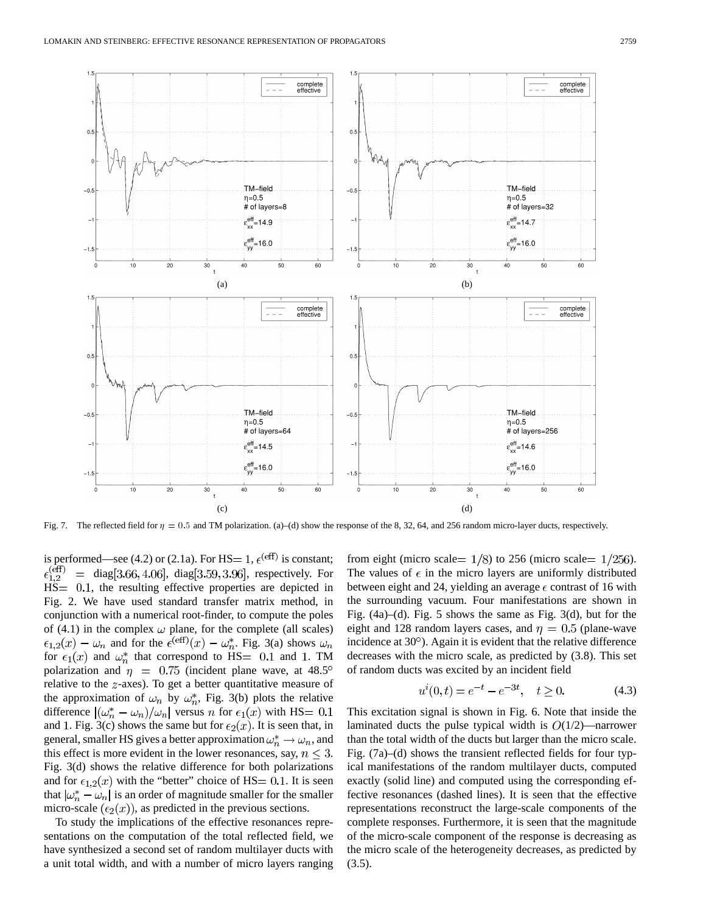Fig. 7. The reflected field for $\eta = 0.5$ and TM polarization. (a)–(d) show the response of the 8, 32, 64, and 256 random micro-layer ducts, respectively.

is performed—see (4.2) or (2.1a). For HS$= 1$, $\epsilon^{(\text{eff})}$ is constant; $\epsilon_{1,2}^{(\text{eff})} = \text{diag}[3.66, 4.06]$, $\text{diag}[3.59, 3.96]$, respectively. For HS$= 0.1$, the resulting effective properties are depicted in Fig. 2. We have used standard transfer matrix method, in conjunction with a numerical root-finder, to compute the poles of (4.1) in the complex $\omega$ plane, for the complete (all scales) $\epsilon_{1,2}(x) - \omega_n$ and for the $\epsilon^{(\text{eff})}(x) - \omega_n^*$. Fig. 3(a) shows $\omega_n$ for $\epsilon_1(x)$ and $\omega_n^*$ that correspond to HS$= 0.1$ and $1$. TM polarization and $\eta = 0.75$ (incident plane wave, at 48.5° relative to the $z$-axes). To get a better quantitative measure of the approximation of $\omega_n$ by $\omega_n^*$, Fig. 3(b) plots the relative difference $|(\omega_n^* - \omega_n)/\omega_n|$ versus $n$ for $\epsilon_1(x)$ with HS$= 0.1$ and $1$. Fig. 3(c) shows the same but for $\epsilon_2(x)$. It is seen that, in general, smaller HS gives a better approximation $\omega_n^* \to \omega_n$, and this effect is more evident in the lower resonances, say, $n \leq 3$. Fig. 3(d) shows the relative difference for both polarizations and for $\epsilon_{1,2}(x)$ with the "better" choice of HS$= 0.1$. It is seen that $|\omega_n^* - \omega_n|$ is an order of magnitude smaller for the smaller micro-scale ($\epsilon_2(x)$), as predicted in the previous sections.

To study the implications of the effective resonances representations on the computation of the total reflected field, we have synthesized a second set of random multilayer ducts with a unit total width, and with a number of micro layers ranging from eight (micro scale$= 1/8$) to 256 (micro scale$= 1/256$). The values of $\epsilon$ in the micro layers are uniformly distributed between eight and 24, yielding an average $\epsilon$ contrast of 16 with the surrounding vacuum. Four manifestations are shown in Fig. (4a)–(d). Fig. 5 shows the same as Fig. 3(d), but for the eight and 128 random layers cases, and $\eta = 0.5$ (plane-wave incidence at 30°). Again it is evident that the relative difference decreases with the micro scale, as predicted by (3.8). This set of random ducts was excited by an incident field

$$u^i(0,t) = e^{-t} - e^{-3t}, \quad t \geq 0. \tag{4.3}$$

This excitation signal is shown in Fig. 6. Note that inside the laminated ducts the pulse typical width is $O(1/2)$—narrower than the total width of the ducts but larger than the micro scale. Fig. (7a)–(d) shows the transient reflected fields for four typical manifestations of the random multilayer ducts, computed exactly (solid line) and computed using the corresponding effective resonances (dashed lines). It is seen that the effective representations reconstruct the large-scale components of the complete responses. Furthermore, it is seen that the magnitude of the micro-scale component of the response is decreasing as the micro scale of the heterogeneity decreases, as predicted by (3.5).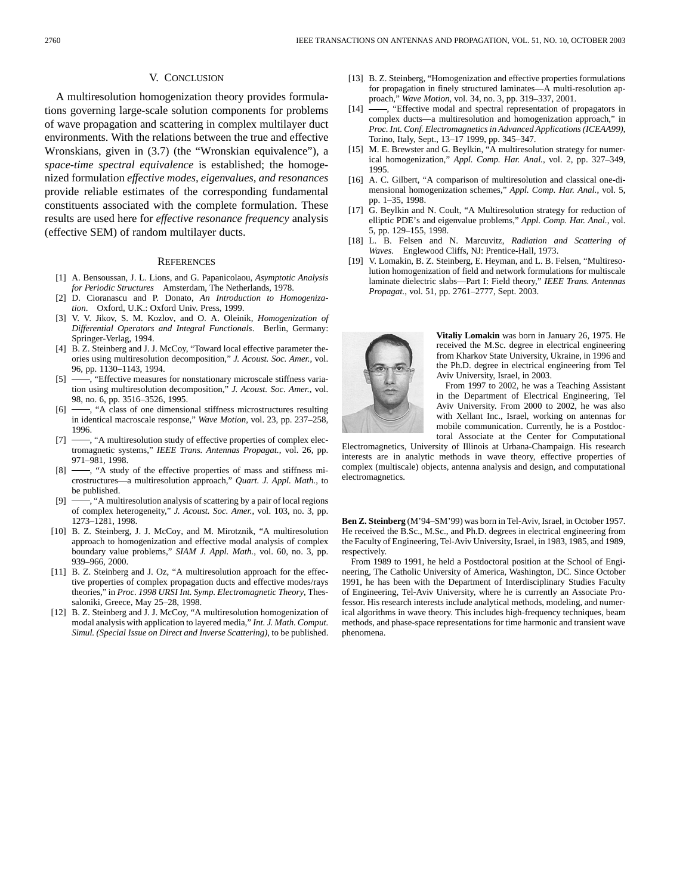## V. Conclusion

A multiresolution homogenization theory provides formulations governing large-scale solution components for problems of wave propagation and scattering in complex multilayer duct environments. With the relations between the true and effective Wronskians, given in (3.7) (the "Wronskian equivalence"), a *space-time spectral equivalence* is established; the homogenized formulation *effective modes, eigenvalues, and resonances* provide reliable estimates of the corresponding fundamental constituents associated with the complete formulation. These results are used here for *effective resonance frequency* analysis (effective SEM) of random multilayer ducts.

## References

[1] A. Bensoussan, J. L. Lions, and G. Papanicolaou, *Asymptotic Analysis for Periodic Structures* Amsterdam, The Netherlands, 1978.

[2] D. Cioranascu and P. Donato, *An Introduction to Homogenization*. Oxford, U.K.: Oxford Univ. Press, 1999.

[3] V. V. Jikov, S. M. Kozlov, and O. A. Oleinik, *Homogenization of Differential Operators and Integral Functionals*. Berlin, Germany: Springer-Verlag, 1994.

[4] B. Z. Steinberg and J. J. McCoy, "Toward local effective parameter theories using multiresolution decomposition," *J. Acoust. Soc. Amer.*, vol. 96, pp. 1130–1143, 1994.

[5] ——, "Effective measures for nonstationary microscale stiffness variation using multiresolution decomposition," *J. Acoust. Soc. Amer.*, vol. 98, no. 6, pp. 3516–3526, 1995.

[6] ——, "A class of one dimensional stiffness microstructures resulting in identical macroscale response," *Wave Motion*, vol. 23, pp. 237–258, 1996.

[7] ——, "A multiresolution study of effective properties of complex electromagnetic systems," *IEEE Trans. Antennas Propagat.*, vol. 26, pp. 971–981, 1998.

[8] ——, "A study of the effective properties of mass and stiffness microstructures—a multiresolution approach," *Quart. J. Appl. Math.*, to be published.

[9] ——, "A multiresolution analysis of scattering by a pair of local regions of complex heterogeneity," *J. Acoust. Soc. Amer.*, vol. 103, no. 3, pp. 1273–1281, 1998.

[10] B. Z. Steinberg, J. J. McCoy, and M. Mirotznik, "A multiresolution approach to homogenization and effective modal analysis of complex boundary value problems," *SIAM J. Appl. Math.*, vol. 60, no. 3, pp. 939–966, 2000.

[11] B. Z. Steinberg and J. Oz, "A multiresolution approach for the effective properties of complex propagation ducts and effective modes/rays theories," in *Proc. 1998 URSI Int. Symp. Electromagnetic Theory*, Thessaloniki, Greece, May 25–28, 1998.

[12] B. Z. Steinberg and J. J. McCoy, "A multiresolution homogenization of modal analysis with application to layered media," *Int. J. Math. Comput. Simul. (Special Issue on Direct and Inverse Scattering)*, to be published.

[13] B. Z. Steinberg, "Homogenization and effective properties formulations for propagation in finely structured laminates—A multi-resolution approach," *Wave Motion*, vol. 34, no. 3, pp. 319–337, 2001.

[14] ——, "Effective modal and spectral representation of propagators in complex ducts—a multiresolution and homogenization approach," in *Proc. Int. Conf. Electromagnetics in Advanced Applications (ICEAA99)*, Torino, Italy, Sept., 13–17 1999, pp. 345–347.

[15] M. E. Brewster and G. Beylkin, "A multiresolution strategy for numerical homogenization," *Appl. Comp. Har. Anal.*, vol. 2, pp. 327–349, 1995.

[16] A. C. Gilbert, "A comparison of multiresolution and classical one-dimensional homogenization schemes," *Appl. Comp. Har. Anal.*, vol. 5, pp. 1–35, 1998.

[17] G. Beylkin and N. Coult, "A Multiresolution strategy for reduction of elliptic PDE's and eigenvalue problems," *Appl. Comp. Har. Anal.*, vol. 5, pp. 129–155, 1998.

[18] L. B. Felsen and N. Marcuvitz, *Radiation and Scattering of Waves*. Englewood Cliffs, NJ: Prentice-Hall, 1973.

[19] V. Lomakin, B. Z. Steinberg, E. Heyman, and L. B. Felsen, "Multiresolution homogenization of field and network formulations for multiscale laminate dielectric slabs—Part I: Field theory," *IEEE Trans. Antennas Propagat.*, vol. 51, pp. 2761–2777, Sept. 2003.

**Vitaliy Lomakin** was born in January 26, 1975. He received the M.Sc. degree in electrical engineering from Kharkov State University, Ukraine, in 1996 and the Ph.D. degree in electrical engineering from Tel Aviv University, Israel, in 2003.

From 1997 to 2002, he was a Teaching Assistant in the Department of Electrical Engineering, Tel Aviv University. From 2000 to 2002, he was also with Xellant Inc., Israel, working on antennas for mobile communication. Currently, he is a Postdoctoral Associate at the Center for Computational Electromagnetics, University of Illinois at Urbana-Champaign. His research interests are in analytic methods in wave theory, effective properties of complex (multiscale) objects, antenna analysis and design, and computational electromagnetics.

**Ben Z. Steinberg** (M'94–SM'99) was born in Tel-Aviv, Israel, in October 1957. He received the B.Sc., M.Sc., and Ph.D. degrees in electrical engineering from the Faculty of Engineering, Tel-Aviv University, Israel, in 1983, 1985, and 1989, respectively.

From 1989 to 1991, he held a Postdoctoral position at the School of Engineering, The Catholic University of America, Washington, DC. Since October 1991, he has been with the Department of Interdisciplinary Studies Faculty of Engineering, Tel-Aviv University, where he is currently an Associate Professor. His research interests include analytical methods, modeling, and numerical algorithms in wave theory. This includes high-frequency techniques, beam methods, and phase-space representations for time harmonic and transient wave phenomena.